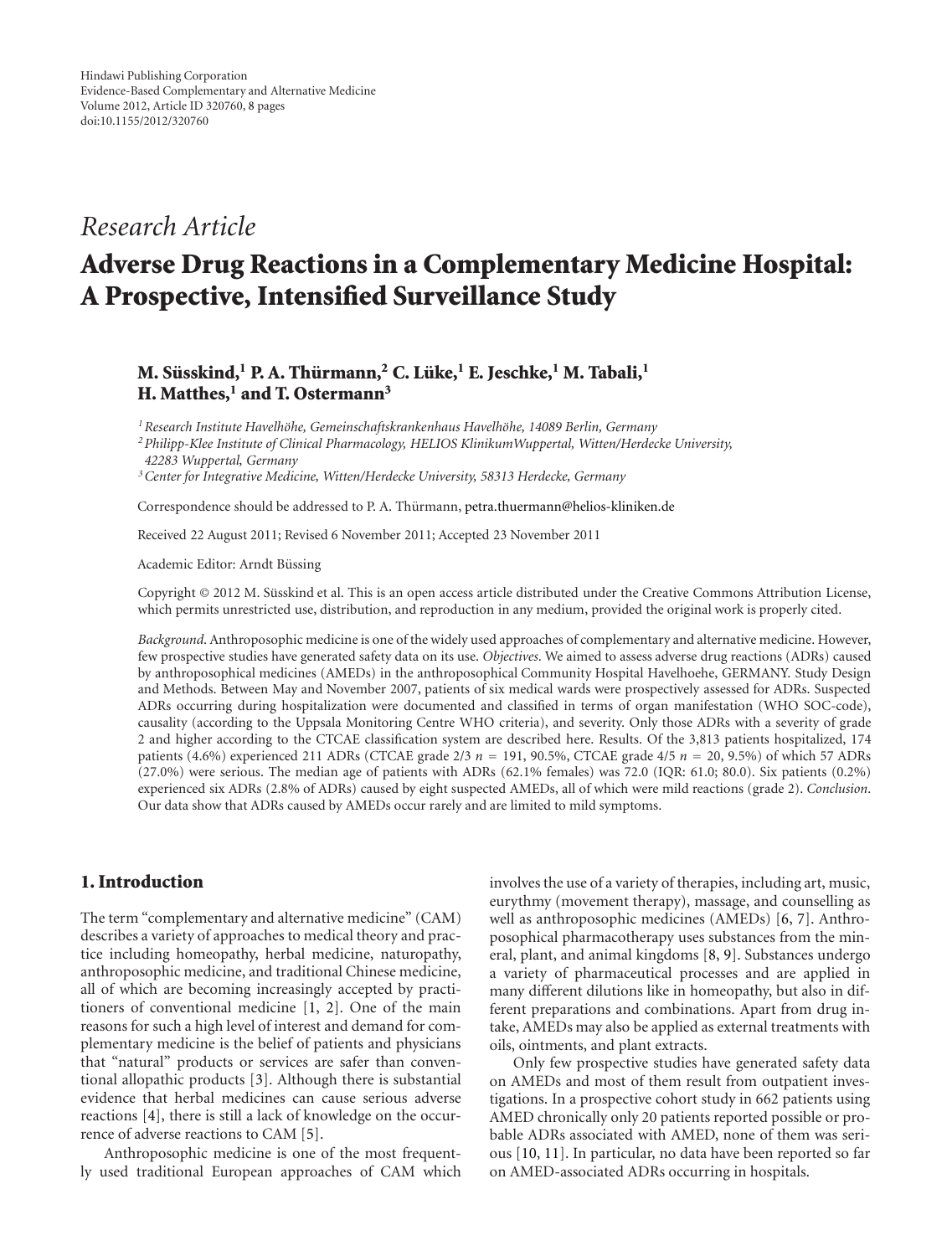Hindawi Publishing Corporation
Evidence-Based Complementary and Alternative Medicine
Volume 2012, Article ID 320760, 8 pages
doi:10.1155/2012/320760

*Research Article*

# Adverse Drug Reactions in a Complementary Medicine Hospital: A Prospective, Intensified Surveillance Study

**M. Süsskind,[1] P. A. Thürmann,[2] C. Lüke,[1] E. Jeschke,[1] M. Tabali,[1] H. Matthes,[1] and T. Ostermann[3]**

[1] *Research Institute Havelhöhe, Gemeinschaftskrankenhaus Havelhöhe, 14089 Berlin, Germany*
[2] *Philipp-Klee Institute of Clinical Pharmacology, HELIOS KlinikumWuppertal, Witten/Herdecke University, 42283 Wuppertal, Germany*
[3] *Center for Integrative Medicine, Witten/Herdecke University, 58313 Herdecke, Germany*

Correspondence should be addressed to P. A. Thürmann, petra.thuermann@helios-kliniken.de

Received 22 August 2011; Revised 6 November 2011; Accepted 23 November 2011

Academic Editor: Arndt Büssing

Copyright © 2012 M. Süsskind et al. This is an open access article distributed under the Creative Commons Attribution License, which permits unrestricted use, distribution, and reproduction in any medium, provided the original work is properly cited.

*Background*. Anthroposophic medicine is one of the widely used approaches of complementary and alternative medicine. However, few prospective studies have generated safety data on its use. *Objectives*. We aimed to assess adverse drug reactions (ADRs) caused by anthroposophical medicines (AMEDs) in the anthroposophical Community Hospital Havelhoehe, GERMANY. Study Design and Methods. Between May and November 2007, patients of six medical wards were prospectively assessed for ADRs. Suspected ADRs occurring during hospitalization were documented and classified in terms of organ manifestation (WHO SOC-code), causality (according to the Uppsala Monitoring Centre WHO criteria), and severity. Only those ADRs with a severity of grade 2 and higher according to the CTCAE classification system are described here. Results. Of the 3,813 patients hospitalized, 174 patients (4.6%) experienced 211 ADRs (CTCAE grade 2/3 $n = 191$, 90.5%, CTCAE grade 4/5 $n = 20$, 9.5%) of which 57 ADRs (27.0%) were serious. The median age of patients with ADRs (62.1% females) was 72.0 (IQR: 61.0; 80.0). Six patients (0.2%) experienced six ADRs (2.8% of ADRs) caused by eight suspected AMEDs, all of which were mild reactions (grade 2). *Conclusion*. Our data show that ADRs caused by AMEDs occur rarely and are limited to mild symptoms.

## 1. Introduction

The term "complementary and alternative medicine" (CAM) describes a variety of approaches to medical theory and practice including homeopathy, herbal medicine, naturopathy, anthroposophic medicine, and traditional Chinese medicine, all of which are becoming increasingly accepted by practitioners of conventional medicine [1, 2]. One of the main reasons for such a high level of interest and demand for complementary medicine is the belief of patients and physicians that "natural" products or services are safer than conventional allopathic products [3]. Although there is substantial evidence that herbal medicines can cause serious adverse reactions [4], there is still a lack of knowledge on the occurrence of adverse reactions to CAM [5].

Anthroposophic medicine is one of the most frequently used traditional European approaches of CAM which involves the use of a variety of therapies, including art, music, eurythmy (movement therapy), massage, and counselling as well as anthroposophic medicines (AMEDs) [6, 7]. Anthroposophical pharmacotherapy uses substances from the mineral, plant, and animal kingdoms [8, 9]. Substances undergo a variety of pharmaceutical processes and are applied in many different dilutions like in homeopathy, but also in different preparations and combinations. Apart from drug intake, AMEDs may also be applied as external treatments with oils, ointments, and plant extracts.

Only few prospective studies have generated safety data on AMEDs and most of them result from outpatient investigations. In a prospective cohort study in 662 patients using AMED chronically only 20 patients reported possible or probable ADRs associated with AMED, none of them was serious [10, 11]. In particular, no data have been reported so far on AMED-associated ADRs occurring in hospitals.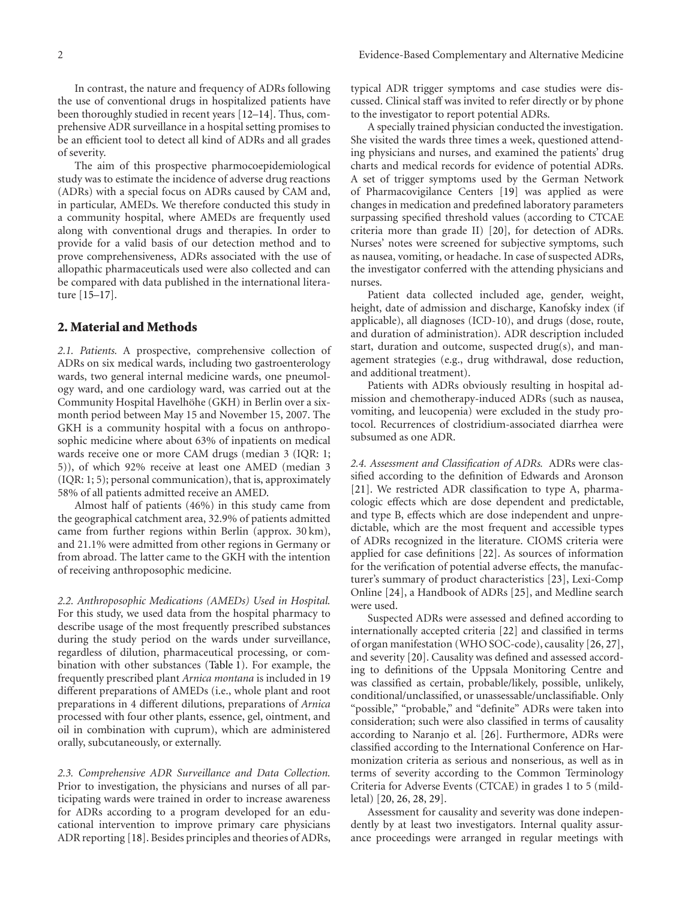In contrast, the nature and frequency of ADRs following the use of conventional drugs in hospitalized patients have been thoroughly studied in recent years [12–14]. Thus, comprehensive ADR surveillance in a hospital setting promises to be an efficient tool to detect all kind of ADRs and all grades of severity.

The aim of this prospective pharmocoepidemiological study was to estimate the incidence of adverse drug reactions (ADRs) with a special focus on ADRs caused by CAM and, in particular, AMEDs. We therefore conducted this study in a community hospital, where AMEDs are frequently used along with conventional drugs and therapies. In order to provide for a valid basis of our detection method and to prove comprehensiveness, ADRs associated with the use of allopathic pharmaceuticals used were also collected and can be compared with data published in the international literature [15–17].

## 2. Material and Methods

*2.1. Patients.* A prospective, comprehensive collection of ADRs on six medical wards, including two gastroenterology wards, two general internal medicine wards, one pneumology ward, and one cardiology ward, was carried out at the Community Hospital Havelhöhe (GKH) in Berlin over a six-month period between May 15 and November 15, 2007. The GKH is a community hospital with a focus on anthroposophic medicine where about 63% of inpatients on medical wards receive one or more CAM drugs (median 3 (IQR: 1; 5)), of which 92% receive at least one AMED (median 3 (IQR: 1; 5); personal communication), that is, approximately 58% of all patients admitted receive an AMED.

Almost half of patients (46%) in this study came from the geographical catchment area, 32.9% of patients admitted came from further regions within Berlin (approx. 30 km), and 21.1% were admitted from other regions in Germany or from abroad. The latter came to the GKH with the intention of receiving anthroposophic medicine.

*2.2. Anthroposophic Medications (AMEDs) Used in Hospital.* For this study, we used data from the hospital pharmacy to describe usage of the most frequently prescribed substances during the study period on the wards under surveillance, regardless of dilution, pharmaceutical processing, or combination with other substances (Table 1). For example, the frequently prescribed plant *Arnica montana* is included in 19 different preparations of AMEDs (i.e., whole plant and root preparations in 4 different dilutions, preparations of *Arnica* processed with four other plants, essence, gel, ointment, and oil in combination with cuprum), which are administered orally, subcutaneously, or externally.

*2.3. Comprehensive ADR Surveillance and Data Collection.* Prior to investigation, the physicians and nurses of all participating wards were trained in order to increase awareness for ADRs according to a program developed for an educational intervention to improve primary care physicians ADR reporting [18]. Besides principles and theories of ADRs, typical ADR trigger symptoms and case studies were discussed. Clinical staff was invited to refer directly or by phone to the investigator to report potential ADRs.

A specially trained physician conducted the investigation. She visited the wards three times a week, questioned attending physicians and nurses, and examined the patients' drug charts and medical records for evidence of potential ADRs. A set of trigger symptoms used by the German Network of Pharmacovigilance Centers [19] was applied as were changes in medication and predefined laboratory parameters surpassing specified threshold values (according to CTCAE criteria more than grade II) [20], for detection of ADRs. Nurses' notes were screened for subjective symptoms, such as nausea, vomiting, or headache. In case of suspected ADRs, the investigator conferred with the attending physicians and nurses.

Patient data collected included age, gender, weight, height, date of admission and discharge, Kanofsky index (if applicable), all diagnoses (ICD-10), and drugs (dose, route, and duration of administration). ADR description included start, duration and outcome, suspected drug(s), and management strategies (e.g., drug withdrawal, dose reduction, and additional treatment).

Patients with ADRs obviously resulting in hospital admission and chemotherapy-induced ADRs (such as nausea, vomiting, and leucopenia) were excluded in the study protocol. Recurrences of clostridium-associated diarrhea were subsumed as one ADR.

*2.4. Assessment and Classification of ADRs.* ADRs were classified according to the definition of Edwards and Aronson [21]. We restricted ADR classification to type A, pharmacologic effects which are dose dependent and predictable, and type B, effects which are dose independent and unpredictable, which are the most frequent and accessible types of ADRs recognized in the literature. CIOMS criteria were applied for case definitions [22]. As sources of information for the verification of potential adverse effects, the manufacturer's summary of product characteristics [23], Lexi-Comp Online [24], a Handbook of ADRs [25], and Medline search were used.

Suspected ADRs were assessed and defined according to internationally accepted criteria [22] and classified in terms of organ manifestation (WHO SOC-code), causality [26, 27], and severity [20]. Causality was defined and assessed according to definitions of the Uppsala Monitoring Centre and was classified as certain, probable/likely, possible, unlikely, conditional/unclassified, or unassessable/unclassifiable. Only "possible," "probable," and "definite" ADRs were taken into consideration; such were also classified in terms of causality according to Naranjo et al. [26]. Furthermore, ADRs were classified according to the International Conference on Harmonization criteria as serious and nonserious, as well as in terms of severity according to the Common Terminology Criteria for Adverse Events (CTCAE) in grades 1 to 5 (mild-letal) [20, 26, 28, 29].

Assessment for causality and severity was done independently by at least two investigators. Internal quality assurance proceedings were arranged in regular meetings with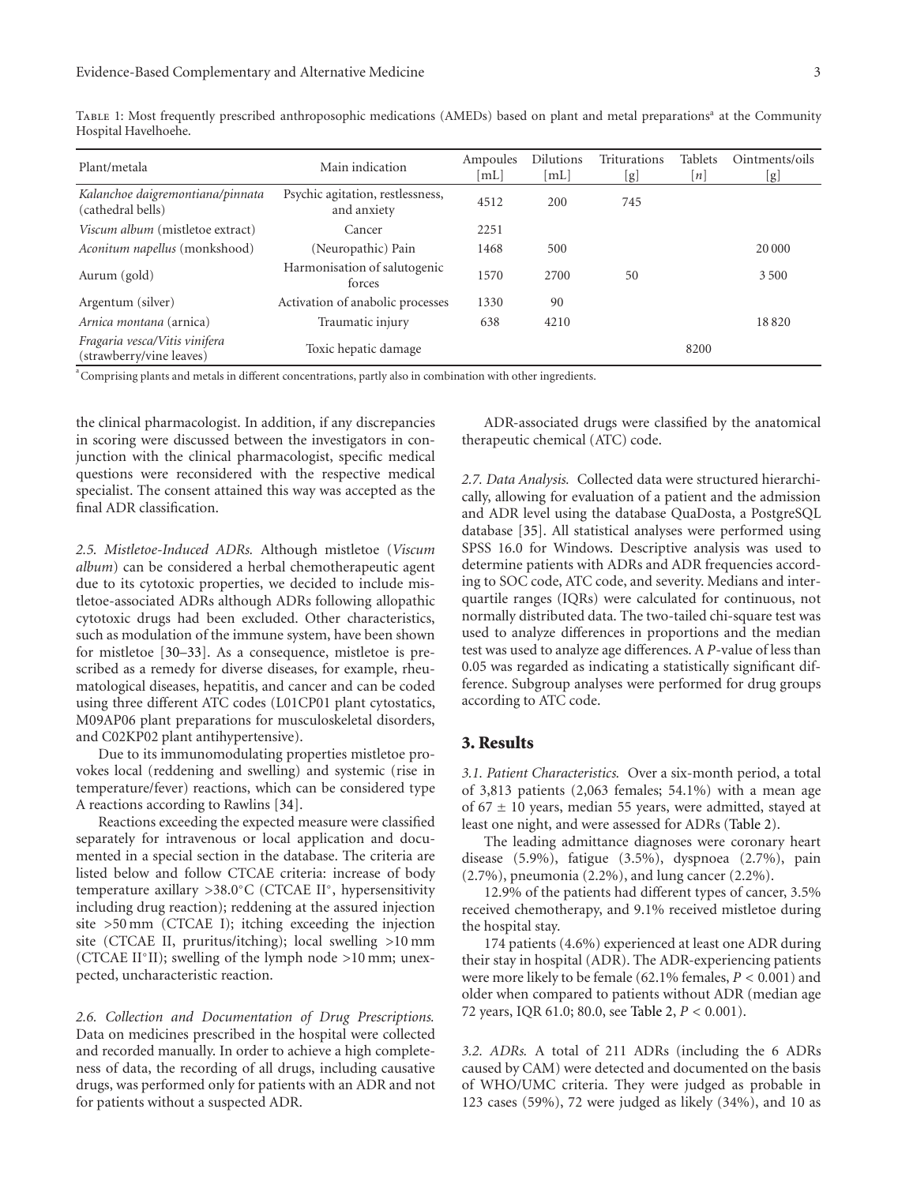Table 1: Most frequently prescribed anthroposophic medications (AMEDs) based on plant and metal preparations[a] at the Community Hospital Havelhoehe.

| Plant/metal[a] | Main indication | Ampoules [mL] | Dilutions [mL] | Triturations [g] | Tablets [n] | Ointments/oils [g] |
|---|---|---|---|---|---|---|
| *Kalanchoe daigremontiana/pinnata* (cathedral bells) | Psychic agitation, restlessness, and anxiety | 4512 | 200 | 745 | | |
| *Viscum album* (mistletoe extract) | Cancer | 2251 | | | | |
| *Aconitum napellus* (monkshood) | (Neuropathic) Pain | 1468 | 500 | | | 20 000 |
| Aurum (gold) | Harmonisation of salutogenic forces | 1570 | 2700 | 50 | | 3 500 |
| Argentum (silver) | Activation of anabolic processes | 1330 | 90 | | | |
| *Arnica montana* (arnica) | Traumatic injury | 638 | 4210 | | | 18 820 |
| *Fragaria vesca/Vitis vinifera* (strawberry/vine leaves) | Toxic hepatic damage | | | | 8200 | |

[a]Comprising plants and metals in different concentrations, partly also in combination with other ingredients.

the clinical pharmacologist. In addition, if any discrepancies in scoring were discussed between the investigators in conjunction with the clinical pharmacologist, specific medical questions were reconsidered with the respective medical specialist. The consent attained this way was accepted as the final ADR classification.

*2.5. Mistletoe-Induced ADRs.* Although mistletoe (*Viscum album*) can be considered a herbal chemotherapeutic agent due to its cytotoxic properties, we decided to include mistletoe-associated ADRs although ADRs following allopathic cytotoxic drugs had been excluded. Other characteristics, such as modulation of the immune system, have been shown for mistletoe [30–33]. As a consequence, mistletoe is prescribed as a remedy for diverse diseases, for example, rheumatological diseases, hepatitis, and cancer and can be coded using three different ATC codes (L01CP01 plant cytostatics, M09AP06 plant preparations for musculoskeletal disorders, and C02KP02 plant antihypertensive).

Due to its immunomodulating properties mistletoe provokes local (reddening and swelling) and systemic (rise in temperature/fever) reactions, which can be considered type A reactions according to Rawlins [34].

Reactions exceeding the expected measure were classified separately for intravenous or local application and documented in a special section in the database. The criteria are listed below and follow CTCAE criteria: increase of body temperature axillary >38.0°C (CTCAE II°, hypersensitivity including drug reaction); reddening at the assured injection site >50 mm (CTCAE I); itching exceeding the injection site (CTCAE II, pruritus/itching); local swelling >10 mm (CTCAE II°II); swelling of the lymph node >10 mm; unexpected, uncharacteristic reaction.

*2.6. Collection and Documentation of Drug Prescriptions.* Data on medicines prescribed in the hospital were collected and recorded manually. In order to achieve a high completeness of data, the recording of all drugs, including causative drugs, was performed only for patients with an ADR and not for patients without a suspected ADR.

ADR-associated drugs were classified by the anatomical therapeutic chemical (ATC) code.

*2.7. Data Analysis.* Collected data were structured hierarchically, allowing for evaluation of a patient and the admission and ADR level using the database QuaDosta, a PostgreSQL database [35]. All statistical analyses were performed using SPSS 16.0 for Windows. Descriptive analysis was used to determine patients with ADRs and ADR frequencies according to SOC code, ATC code, and severity. Medians and interquartile ranges (IQRs) were calculated for continuous, not normally distributed data. The two-tailed chi-square test was used to analyze differences in proportions and the median test was used to analyze age differences. A $P$-value of less than 0.05 was regarded as indicating a statistically significant difference. Subgroup analyses were performed for drug groups according to ATC code.

## 3. Results

*3.1. Patient Characteristics.* Over a six-month period, a total of 3,813 patients (2,063 females; 54.1%) with a mean age of $67 \pm 10$ years, median 55 years, were admitted, stayed at least one night, and were assessed for ADRs (Table 2).

The leading admittance diagnoses were coronary heart disease (5.9%), fatigue (3.5%), dyspnoea (2.7%), pain (2.7%), pneumonia (2.2%), and lung cancer (2.2%).

12.9% of the patients had different types of cancer, 3.5% received chemotherapy, and 9.1% received mistletoe during the hospital stay.

174 patients (4.6%) experienced at least one ADR during their stay in hospital (ADR). The ADR-experiencing patients were more likely to be female (62.1% females, $P < 0.001$) and older when compared to patients without ADR (median age 72 years, IQR 61.0; 80.0, see Table 2, $P < 0.001$).

*3.2. ADRs.* A total of 211 ADRs (including the 6 ADRs caused by CAM) were detected and documented on the basis of WHO/UMC criteria. They were judged as probable in 123 cases (59%), 72 were judged as likely (34%), and 10 as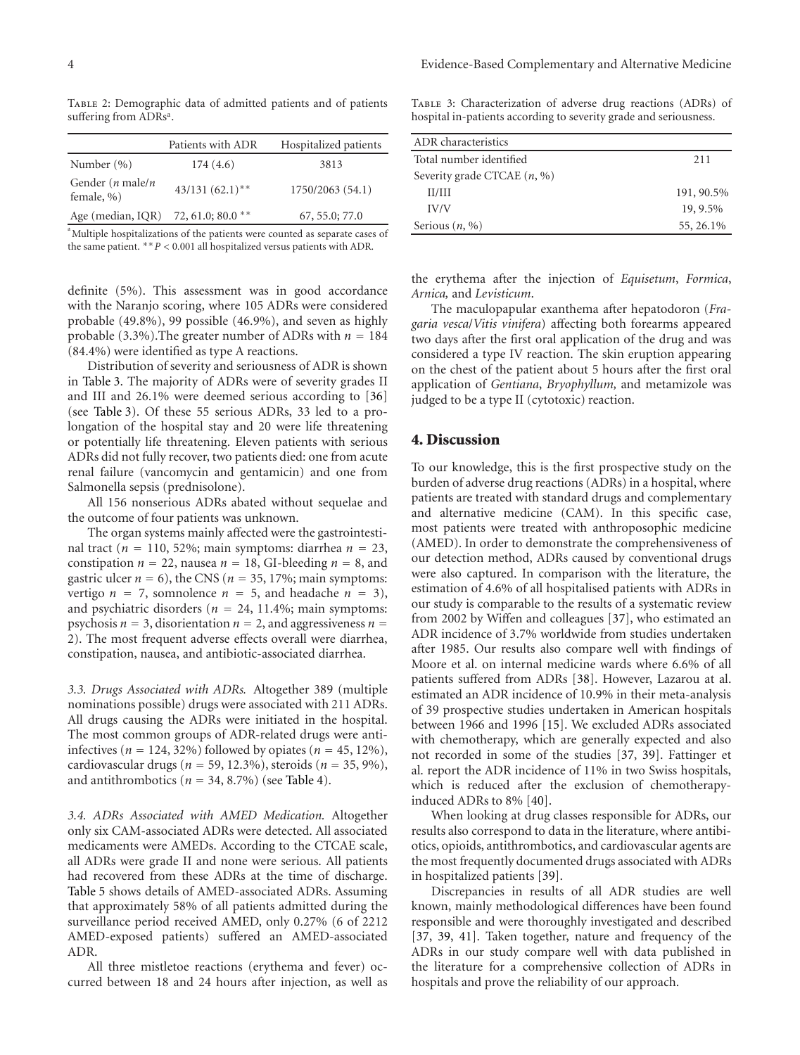Table 2: Demographic data of admitted patients and of patients suffering from ADRs[a].

| | Patients with ADR | Hospitalized patients |
|---|---|---|
| Number (%) | 174 (4.6) | 3813 |
| Gender ($n$ male/$n$ female, %) | 43/131 (62.1)** | 1750/2063 (54.1) |
| Age (median, IQR) | 72, 61.0; 80.0 ** | 67, 55.0; 77.0 |

[a]Multiple hospitalizations of the patients were counted as separate cases of the same patient. **$P < 0.001$ all hospitalized versus patients with ADR.

Table 3: Characterization of adverse drug reactions (ADRs) of hospital in-patients according to severity grade and seriousness.

| ADR characteristics | |
|---|---|
| Total number identified | 211 |
| Severity grade CTCAE ($n$, %) | |
| II/III | 191, 90.5% |
| IV/V | 19, 9.5% |
| Serious ($n$, %) | 55, 26.1% |

definite (5%). This assessment was in good accordance with the Naranjo scoring, where 105 ADRs were considered probable (49.8%), 99 possible (46.9%), and seven as highly probable (3.3%).The greater number of ADRs with $n = 184$ (84.4%) were identified as type A reactions.

Distribution of severity and seriousness of ADR is shown in Table 3. The majority of ADRs were of severity grades II and III and 26.1% were deemed serious according to [36] (see Table 3). Of these 55 serious ADRs, 33 led to a prolongation of the hospital stay and 20 were life threatening or potentially life threatening. Eleven patients with serious ADRs did not fully recover, two patients died: one from acute renal failure (vancomycin and gentamicin) and one from Salmonella sepsis (prednisolone).

All 156 nonserious ADRs abated without sequelae and the outcome of four patients was unknown.

The organ systems mainly affected were the gastrointestinal tract ($n = 110$, 52%; main symptoms: diarrhea $n = 23$, constipation $n = 22$, nausea $n = 18$, GI-bleeding $n = 8$, and gastric ulcer $n = 6$), the CNS ($n = 35$, 17%; main symptoms: vertigo $n = 7$, somnolence $n = 5$, and headache $n = 3$), and psychiatric disorders ($n = 24$, 11.4%; main symptoms: psychosis $n = 3$, disorientation $n = 2$, and aggressiveness $n = 2$). The most frequent adverse effects overall were diarrhea, constipation, nausea, and antibiotic-associated diarrhea.

*3.3. Drugs Associated with ADRs.* Altogether 389 (multiple nominations possible) drugs were associated with 211 ADRs. All drugs causing the ADRs were initiated in the hospital. The most common groups of ADR-related drugs were anti-infectives ($n = 124$, 32%) followed by opiates ($n = 45$, 12%), cardiovascular drugs ($n = 59$, 12.3%), steroids ($n = 35$, 9%), and antithrombotics ($n = 34$, 8.7%) (see Table 4).

*3.4. ADRs Associated with AMED Medication.* Altogether only six CAM-associated ADRs were detected. All associated medicaments were AMEDs. According to the CTCAE scale, all ADRs were grade II and none were serious. All patients had recovered from these ADRs at the time of discharge. Table 5 shows details of AMED-associated ADRs. Assuming that approximately 58% of all patients admitted during the surveillance period received AMED, only 0.27% (6 of 2212 AMED-exposed patients) suffered an AMED-associated ADR.

All three mistletoe reactions (erythema and fever) occurred between 18 and 24 hours after injection, as well as the erythema after the injection of *Equisetum*, *Formica*, *Arnica,* and *Levisticum*.

The maculopapular exanthema after hepatodoron (*Fragaria vesca*/*Vitis vinifera*) affecting both forearms appeared two days after the first oral application of the drug and was considered a type IV reaction. The skin eruption appearing on the chest of the patient about 5 hours after the first oral application of *Gentiana*, *Bryophyllum,* and metamizole was judged to be a type II (cytotoxic) reaction.

## 4. Discussion

To our knowledge, this is the first prospective study on the burden of adverse drug reactions (ADRs) in a hospital, where patients are treated with standard drugs and complementary and alternative medicine (CAM). In this specific case, most patients were treated with anthroposophic medicine (AMED). In order to demonstrate the comprehensiveness of our detection method, ADRs caused by conventional drugs were also captured. In comparison with the literature, the estimation of 4.6% of all hospitalised patients with ADRs in our study is comparable to the results of a systematic review from 2002 by Wiffen and colleagues [37], who estimated an ADR incidence of 3.7% worldwide from studies undertaken after 1985. Our results also compare well with findings of Moore et al. on internal medicine wards where 6.6% of all patients suffered from ADRs [38]. However, Lazarou at al. estimated an ADR incidence of 10.9% in their meta-analysis of 39 prospective studies undertaken in American hospitals between 1966 and 1996 [15]. We excluded ADRs associated with chemotherapy, which are generally expected and also not recorded in some of the studies [37, 39]. Fattinger et al. report the ADR incidence of 11% in two Swiss hospitals, which is reduced after the exclusion of chemotherapy-induced ADRs to 8% [40].

When looking at drug classes responsible for ADRs, our results also correspond to data in the literature, where antibiotics, opioids, antithrombotics, and cardiovascular agents are the most frequently documented drugs associated with ADRs in hospitalized patients [39].

Discrepancies in results of all ADR studies are well known, mainly methodological differences have been found responsible and were thoroughly investigated and described [37, 39, 41]. Taken together, nature and frequency of the ADRs in our study compare well with data published in the literature for a comprehensive collection of ADRs in hospitals and prove the reliability of our approach.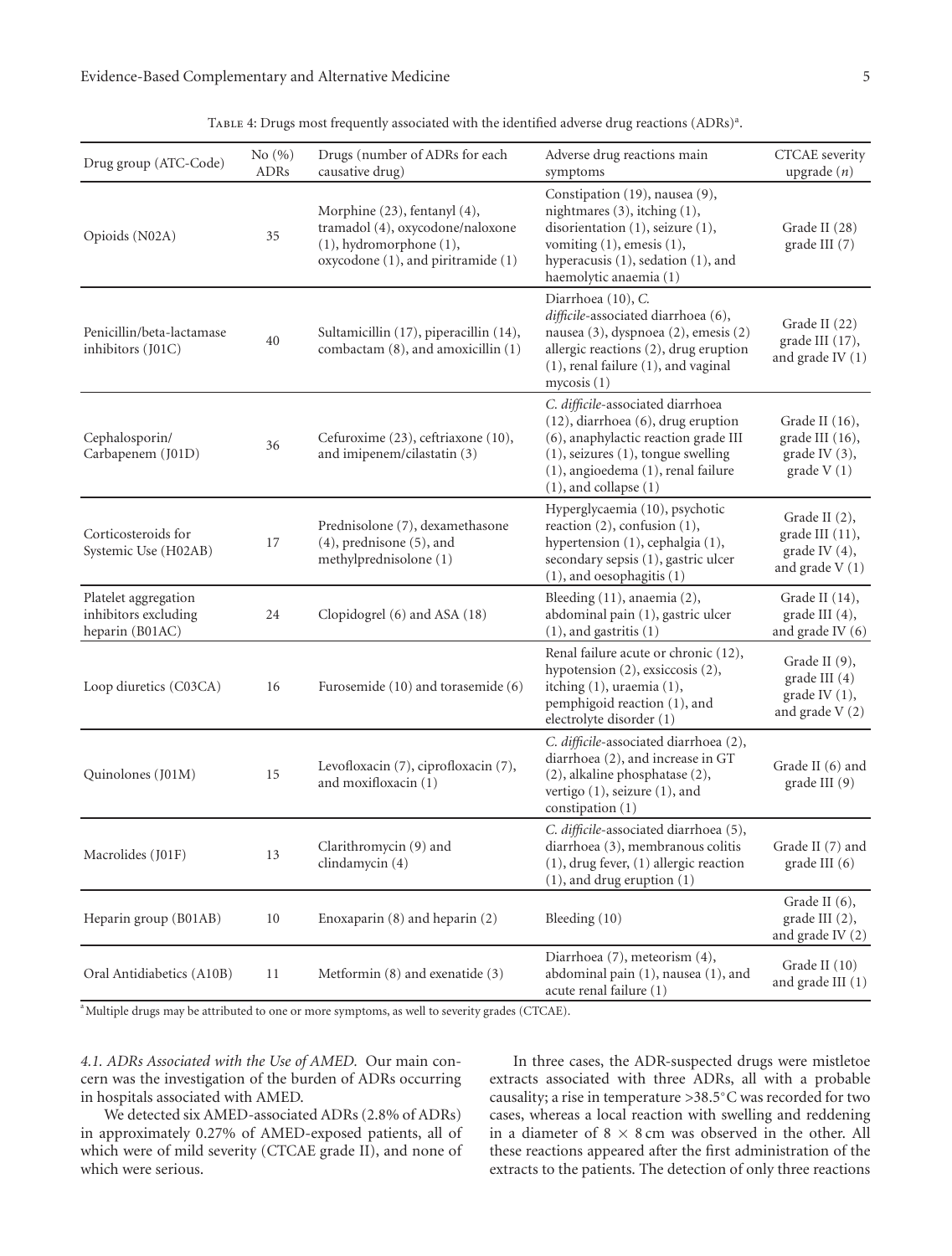Table 4: Drugs most frequently associated with the identified adverse drug reactions (ADRs)[a].

| Drug group (ATC-Code) | No (%) ADRs | Drugs (number of ADRs for each causative drug) | Adverse drug reactions main symptoms | CTCAE severity upgrade (*n*) |
|---|---|---|---|---|
| Opioids (N02A) | 35 | Morphine (23), fentanyl (4), tramadol (4), oxycodone/naloxone (1), hydromorphone (1), oxycodone (1), and piritramide (1) | Constipation (19), nausea (9), nightmares (3), itching (1), disorientation (1), seizure (1), vomiting (1), emesis (1), hyperacusis (1), sedation (1), and haemolytic anaemia (1) | Grade II (28) grade III (7) |
| Penicillin/beta-lactamase inhibitors (J01C) | 40 | Sultamicillin (17), piperacillin (14), combactam (8), and amoxicillin (1) | Diarrhoea (10), *C. difficile*-associated diarrhoea (6), nausea (3), dyspnoea (2), emesis (2) allergic reactions (2), drug eruption (1), renal failure (1), and vaginal mycosis (1) | Grade II (22) grade III (17), and grade IV (1) |
| Cephalosporin/ Carbapenem (J01D) | 36 | Cefuroxime (23), ceftriaxone (10), and imipenem/cilastatin (3) | *C. difficile*-associated diarrhoea (12), diarrhoea (6), drug eruption (6), anaphylactic reaction grade III (1), seizures (1), tongue swelling (1), angioedema (1), renal failure (1), and collapse (1) | Grade II (16), grade III (16), grade IV (3), grade V (1) |
| Corticosteroids for Systemic Use (H02AB) | 17 | Prednisolone (7), dexamethasone (4), prednisone (5), and methylprednisolone (1) | Hyperglycaemia (10), psychotic reaction (2), confusion (1), hypertension (1), cephalgia (1), secondary sepsis (1), gastric ulcer (1), and oesophagitis (1) | Grade II (2), grade III (11), grade IV (4), and grade V (1) |
| Platelet aggregation inhibitors excluding heparin (B01AC) | 24 | Clopidogrel (6) and ASA (18) | Bleeding (11), anaemia (2), abdominal pain (1), gastric ulcer (1), and gastritis (1) | Grade II (14), grade III (4), and grade IV (6) |
| Loop diuretics (C03CA) | 16 | Furosemide (10) and torasemide (6) | Renal failure acute or chronic (12), hypotension (2), exsiccosis (2), itching (1), uraemia (1), pemphigoid reaction (1), and electrolyte disorder (1) | Grade II (9), grade III (4) grade IV (1), and grade V (2) |
| Quinolones (J01M) | 15 | Levofloxacin (7), ciprofloxacin (7), and moxifloxacin (1) | *C. difficile*-associated diarrhoea (2), diarrhoea (2), and increase in GT (2), alkaline phosphatase (2), vertigo (1), seizure (1), and constipation (1) | Grade II (6) and grade III (9) |
| Macrolides (J01F) | 13 | Clarithromycin (9) and clindamycin (4) | *C. difficile*-associated diarrhoea (5), diarrhoea (3), membranous colitis (1), drug fever, (1) allergic reaction (1), and drug eruption (1) | Grade II (7) and grade III (6) |
| Heparin group (B01AB) | 10 | Enoxaparin (8) and heparin (2) | Bleeding (10) | Grade II (6), grade III (2), and grade IV (2) |
| Oral Antidiabetics (A10B) | 11 | Metformin (8) and exenatide (3) | Diarrhoea (7), meteorism (4), abdominal pain (1), nausea (1), and acute renal failure (1) | Grade II (10) and grade III (1) |

[a]Multiple drugs may be attributed to one or more symptoms, as well to severity grades (CTCAE).

*4.1. ADRs Associated with the Use of AMED.* Our main concern was the investigation of the burden of ADRs occurring in hospitals associated with AMED.

We detected six AMED-associated ADRs (2.8% of ADRs) in approximately 0.27% of AMED-exposed patients, all of which were of mild severity (CTCAE grade II), and none of which were serious.

In three cases, the ADR-suspected drugs were mistletoe extracts associated with three ADRs, all with a probable causality; a rise in temperature >38.5°C was recorded for two cases, whereas a local reaction with swelling and reddening in a diameter of 8 × 8 cm was observed in the other. All these reactions appeared after the first administration of the extracts to the patients. The detection of only three reactions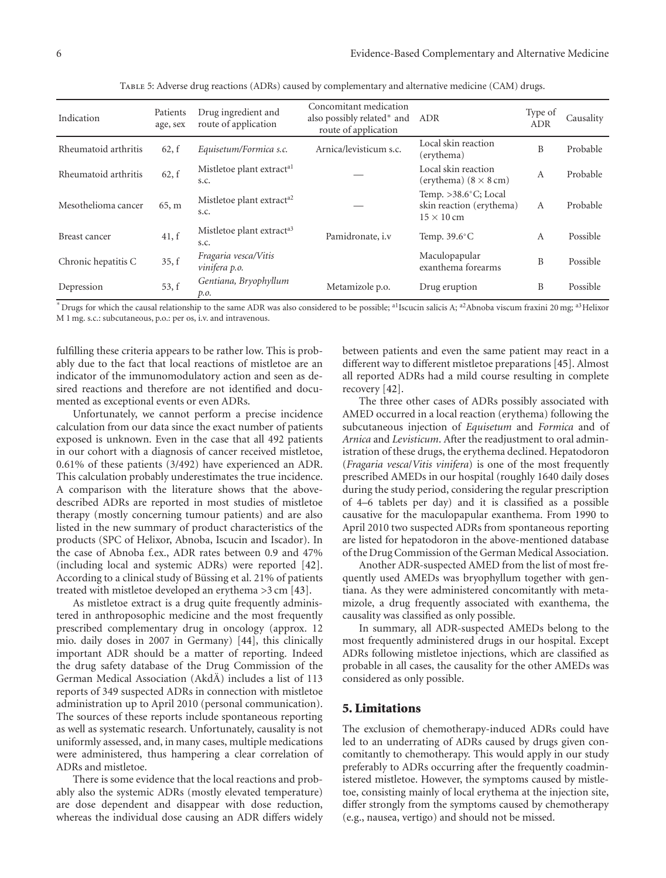Table 5: Adverse drug reactions (ADRs) caused by complementary and alternative medicine (CAM) drugs.

| Indication | Patients age, sex | Drug ingredient and route of application | Concomitant medication also possibly related* and route of application | ADR | Type of ADR | Causality |
|---|---|---|---|---|---|---|
| Rheumatoid arthritis | 62, f | *Equisetum/Formica s.c.* | Arnica/levisticum s.c. | Local skin reaction (erythema) | B | Probable |
| Rheumatoid arthritis | 62, f | Mistletoe plant extract[a1] s.c. | — | Local skin reaction (erythema) (8 × 8 cm) | A | Probable |
| Mesothelioma cancer | 65, m | Mistletoe plant extract[a2] s.c. | — | Temp. >38.6°C; Local skin reaction (erythema) 15 × 10 cm | A | Probable |
| Breast cancer | 41, f | Mistletoe plant extract[a3] s.c. | Pamidronate, i.v | Temp. 39.6°C | A | Possible |
| Chronic hepatitis C | 35, f | *Fragaria vesca/Vitis vinifera p.o.* | | Maculopapular exanthema forearms | B | Possible |
| Depression | 53, f | *Gentiana, Bryophyllum p.o.* | Metamizole p.o. | Drug eruption | B | Possible |

*Drugs for which the causal relationship to the same ADR was also considered to be possible; [a1]Iscucin salicis A; [a2]Abnoba viscum fraxini 20 mg; [a3]Helixor M 1 mg. s.c.: subcutaneous, p.o.: per os, i.v. and intravenous.

fulfilling these criteria appears to be rather low. This is probably due to the fact that local reactions of mistletoe are an indicator of the immunomodulatory action and seen as desired reactions and therefore are not identified and documented as exceptional events or even ADRs.

Unfortunately, we cannot perform a precise incidence calculation from our data since the exact number of patients exposed is unknown. Even in the case that all 492 patients in our cohort with a diagnosis of cancer received mistletoe, 0.61% of these patients (3/492) have experienced an ADR. This calculation probably underestimates the true incidence. A comparison with the literature shows that the above-described ADRs are reported in most studies of mistletoe therapy (mostly concerning tumour patients) and are also listed in the new summary of product characteristics of the products (SPC of Helixor, Abnoba, Iscucin and Iscador). In the case of Abnoba f.ex., ADR rates between 0.9 and 47% (including local and systemic ADRs) were reported [42]. According to a clinical study of Büssing et al. 21% of patients treated with mistletoe developed an erythema >3 cm [43].

As mistletoe extract is a drug quite frequently administered in anthroposophic medicine and the most frequently prescribed complementary drug in oncology (approx. 12 mio. daily doses in 2007 in Germany) [44], this clinically important ADR should be a matter of reporting. Indeed the drug safety database of the Drug Commission of the German Medical Association (AkdÄ) includes a list of 113 reports of 349 suspected ADRs in connection with mistletoe administration up to April 2010 (personal communication). The sources of these reports include spontaneous reporting as well as systematic research. Unfortunately, causality is not uniformly assessed, and, in many cases, multiple medications were administered, thus hampering a clear correlation of ADRs and mistletoe.

There is some evidence that the local reactions and probably also the systemic ADRs (mostly elevated temperature) are dose dependent and disappear with dose reduction, whereas the individual dose causing an ADR differs widely between patients and even the same patient may react in a different way to different mistletoe preparations [45]. Almost all reported ADRs had a mild course resulting in complete recovery [42].

The three other cases of ADRs possibly associated with AMED occurred in a local reaction (erythema) following the subcutaneous injection of *Equisetum* and *Formica* and of *Arnica* and *Levisticum*. After the readjustment to oral administration of these drugs, the erythema declined. Hepatodoron (*Fragaria vesca/Vitis vinifera*) is one of the most frequently prescribed AMEDs in our hospital (roughly 1640 daily doses during the study period, considering the regular prescription of 4–6 tablets per day) and it is classified as a possible causative for the maculopapular exanthema. From 1990 to April 2010 two suspected ADRs from spontaneous reporting are listed for hepatodoron in the above-mentioned database of the Drug Commission of the German Medical Association.

Another ADR-suspected AMED from the list of most frequently used AMEDs was bryophyllum together with gentiana. As they were administered concomitantly with metamizole, a drug frequently associated with exanthema, the causality was classified as only possible.

In summary, all ADR-suspected AMEDs belong to the most frequently administered drugs in our hospital. Except ADRs following mistletoe injections, which are classified as probable in all cases, the causality for the other AMEDs was considered as only possible.

## 5. Limitations

The exclusion of chemotherapy-induced ADRs could have led to an underrating of ADRs caused by drugs given concomitantly to chemotherapy. This would apply in our study preferably to ADRs occurring after the frequently coadministered mistletoe. However, the symptoms caused by mistletoe, consisting mainly of local erythema at the injection site, differ strongly from the symptoms caused by chemotherapy (e.g., nausea, vertigo) and should not be missed.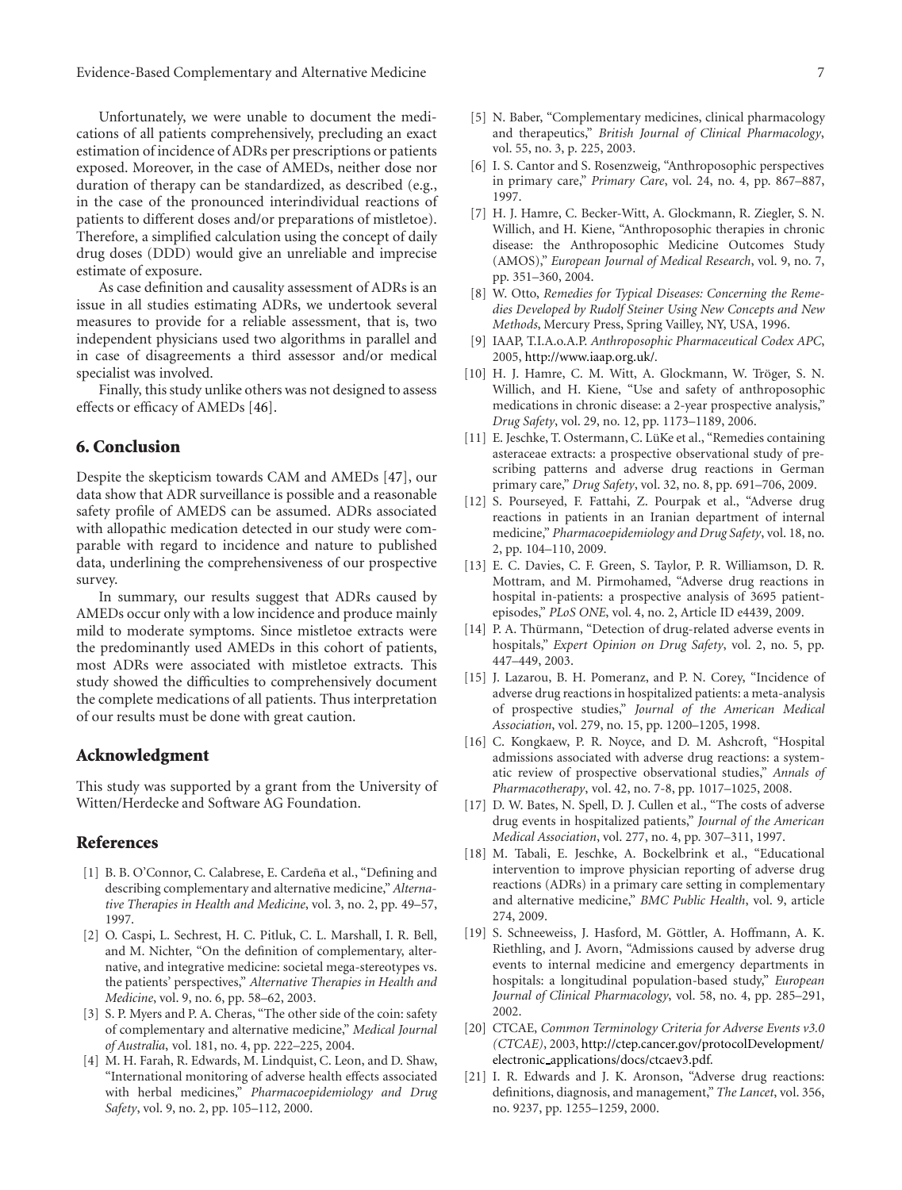Unfortunately, we were unable to document the medications of all patients comprehensively, precluding an exact estimation of incidence of ADRs per prescriptions or patients exposed. Moreover, in the case of AMEDs, neither dose nor duration of therapy can be standardized, as described (e.g., in the case of the pronounced interindividual reactions of patients to different doses and/or preparations of mistletoe). Therefore, a simplified calculation using the concept of daily drug doses (DDD) would give an unreliable and imprecise estimate of exposure.

As case definition and causality assessment of ADRs is an issue in all studies estimating ADRs, we undertook several measures to provide for a reliable assessment, that is, two independent physicians used two algorithms in parallel and in case of disagreements a third assessor and/or medical specialist was involved.

Finally, this study unlike others was not designed to assess effects or efficacy of AMEDs [46].

## 6. Conclusion

Despite the skepticism towards CAM and AMEDs [47], our data show that ADR surveillance is possible and a reasonable safety profile of AMEDS can be assumed. ADRs associated with allopathic medication detected in our study were comparable with regard to incidence and nature to published data, underlining the comprehensiveness of our prospective survey.

In summary, our results suggest that ADRs caused by AMEDs occur only with a low incidence and produce mainly mild to moderate symptoms. Since mistletoe extracts were the predominantly used AMEDs in this cohort of patients, most ADRs were associated with mistletoe extracts. This study showed the difficulties to comprehensively document the complete medications of all patients. Thus interpretation of our results must be done with great caution.

## Acknowledgment

This study was supported by a grant from the University of Witten/Herdecke and Software AG Foundation.

## References

[1] B. B. O'Connor, C. Calabrese, E. Cardeña et al., "Defining and describing complementary and alternative medicine," *Alternative Therapies in Health and Medicine*, vol. 3, no. 2, pp. 49–57, 1997.

[2] O. Caspi, L. Sechrest, H. C. Pitluk, C. L. Marshall, I. R. Bell, and M. Nichter, "On the definition of complementary, alternative, and integrative medicine: societal mega-stereotypes vs. the patients' perspectives," *Alternative Therapies in Health and Medicine*, vol. 9, no. 6, pp. 58–62, 2003.

[3] S. P. Myers and P. A. Cheras, "The other side of the coin: safety of complementary and alternative medicine," *Medical Journal of Australia*, vol. 181, no. 4, pp. 222–225, 2004.

[4] M. H. Farah, R. Edwards, M. Lindquist, C. Leon, and D. Shaw, "International monitoring of adverse health effects associated with herbal medicines," *Pharmacoepidemiology and Drug Safety*, vol. 9, no. 2, pp. 105–112, 2000.

[5] N. Baber, "Complementary medicines, clinical pharmacology and therapeutics," *British Journal of Clinical Pharmacology*, vol. 55, no. 3, p. 225, 2003.

[6] I. S. Cantor and S. Rosenzweig, "Anthroposophic perspectives in primary care," *Primary Care*, vol. 24, no. 4, pp. 867–887, 1997.

[7] H. J. Hamre, C. Becker-Witt, A. Glockmann, R. Ziegler, S. N. Willich, and H. Kiene, "Anthroposophic therapies in chronic disease: the Anthroposophic Medicine Outcomes Study (AMOS)," *European Journal of Medical Research*, vol. 9, no. 7, pp. 351–360, 2004.

[8] W. Otto, *Remedies for Typical Diseases: Concerning the Remedies Developed by Rudolf Steiner Using New Concepts and New Methods*, Mercury Press, Spring Vailley, NY, USA, 1996.

[9] IAAP, T.I.A.o.A.P. *Anthroposophic Pharmaceutical Codex APC*, 2005, http://www.iaap.org.uk/.

[10] H. J. Hamre, C. M. Witt, A. Glockmann, W. Tröger, S. N. Willich, and H. Kiene, "Use and safety of anthroposophic medications in chronic disease: a 2-year prospective analysis," *Drug Safety*, vol. 29, no. 12, pp. 1173–1189, 2006.

[11] E. Jeschke, T. Ostermann, C. LüKe et al., "Remedies containing asteraceae extracts: a prospective observational study of prescribing patterns and adverse drug reactions in German primary care," *Drug Safety*, vol. 32, no. 8, pp. 691–706, 2009.

[12] S. Pourseyed, F. Fattahi, Z. Pourpak et al., "Adverse drug reactions in patients in an Iranian department of internal medicine," *Pharmacoepidemiology and Drug Safety*, vol. 18, no. 2, pp. 104–110, 2009.

[13] E. C. Davies, C. F. Green, S. Taylor, P. R. Williamson, D. R. Mottram, and M. Pirmohamed, "Adverse drug reactions in hospital in-patients: a prospective analysis of 3695 patient-episodes," *PLoS ONE*, vol. 4, no. 2, Article ID e4439, 2009.

[14] P. A. Thürmann, "Detection of drug-related adverse events in hospitals," *Expert Opinion on Drug Safety*, vol. 2, no. 5, pp. 447–449, 2003.

[15] J. Lazarou, B. H. Pomeranz, and P. N. Corey, "Incidence of adverse drug reactions in hospitalized patients: a meta-analysis of prospective studies," *Journal of the American Medical Association*, vol. 279, no. 15, pp. 1200–1205, 1998.

[16] C. Kongkaew, P. R. Noyce, and D. M. Ashcroft, "Hospital admissions associated with adverse drug reactions: a systematic review of prospective observational studies," *Annals of Pharmacotherapy*, vol. 42, no. 7-8, pp. 1017–1025, 2008.

[17] D. W. Bates, N. Spell, D. J. Cullen et al., "The costs of adverse drug events in hospitalized patients," *Journal of the American Medical Association*, vol. 277, no. 4, pp. 307–311, 1997.

[18] M. Tabali, E. Jeschke, A. Bockelbrink et al., "Educational intervention to improve physician reporting of adverse drug reactions (ADRs) in a primary care setting in complementary and alternative medicine," *BMC Public Health*, vol. 9, article 274, 2009.

[19] S. Schneeweiss, J. Hasford, M. Göttler, A. Hoffmann, A. K. Riethling, and J. Avorn, "Admissions caused by adverse drug events to internal medicine and emergency departments in hospitals: a longitudinal population-based study," *European Journal of Clinical Pharmacology*, vol. 58, no. 4, pp. 285–291, 2002.

[20] CTCAE, *Common Terminology Criteria for Adverse Events v3.0 (CTCAE)*, 2003, http://ctep.cancer.gov/protocolDevelopment/electronic_applications/docs/ctcaev3.pdf.

[21] I. R. Edwards and J. K. Aronson, "Adverse drug reactions: definitions, diagnosis, and management," *The Lancet*, vol. 356, no. 9237, pp. 1255–1259, 2000.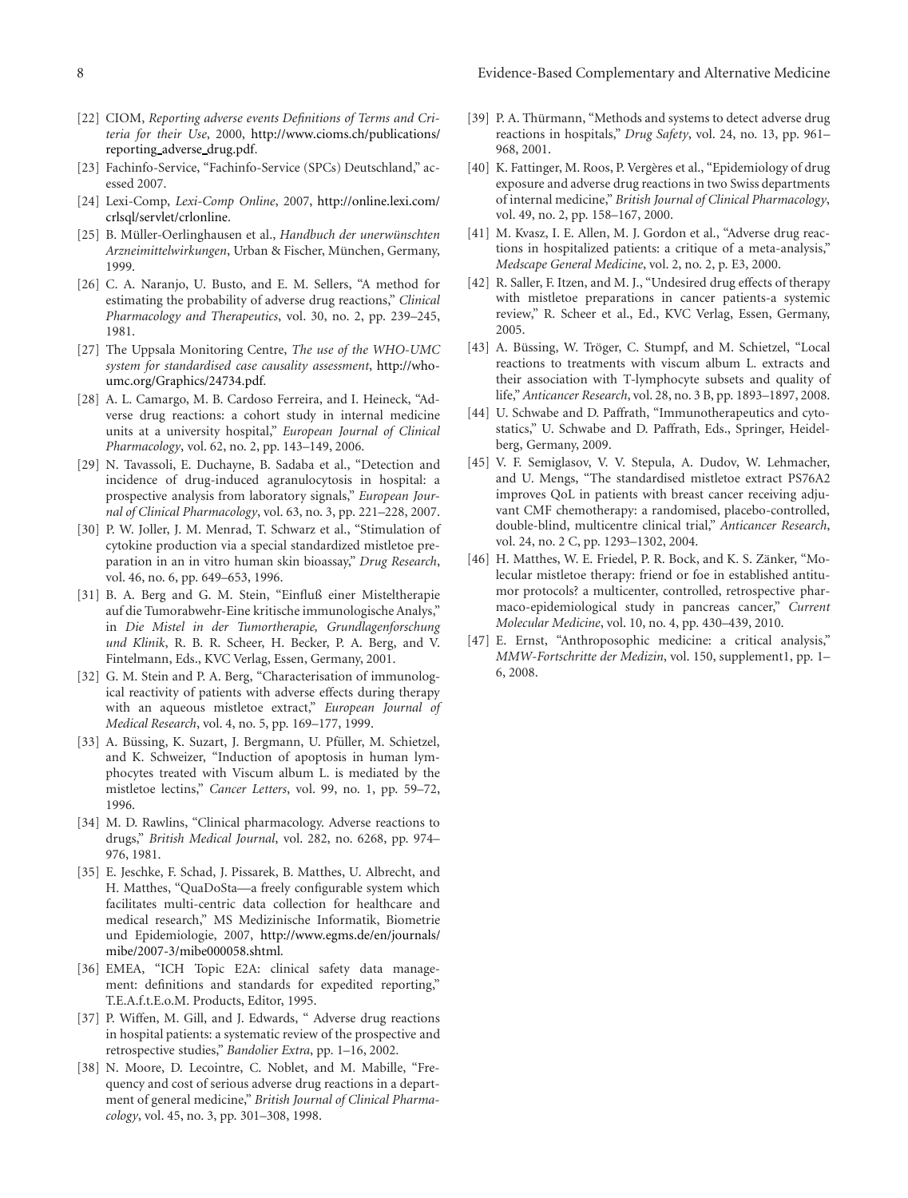[22] CIOM, *Reporting adverse events Definitions of Terms and Criteria for their Use*, 2000, http://www.cioms.ch/publications/reporting_adverse_drug.pdf.

[23] Fachinfo-Service, "Fachinfo-Service (SPCs) Deutschland," accessed 2007.

[24] Lexi-Comp, *Lexi-Comp Online*, 2007, http://online.lexi.com/crlsql/servlet/crlonline.

[25] B. Müller-Oerlinghausen et al., *Handbuch der unerwünschten Arzneimittelwirkungen*, Urban & Fischer, München, Germany, 1999.

[26] C. A. Naranjo, U. Busto, and E. M. Sellers, "A method for estimating the probability of adverse drug reactions," *Clinical Pharmacology and Therapeutics*, vol. 30, no. 2, pp. 239–245, 1981.

[27] The Uppsala Monitoring Centre, *The use of the WHO-UMC system for standardised case causality assessment*, http://who-umc.org/Graphics/24734.pdf.

[28] A. L. Camargo, M. B. Cardoso Ferreira, and I. Heineck, "Adverse drug reactions: a cohort study in internal medicine units at a university hospital," *European Journal of Clinical Pharmacology*, vol. 62, no. 2, pp. 143–149, 2006.

[29] N. Tavassoli, E. Duchayne, B. Sadaba et al., "Detection and incidence of drug-induced agranulocytosis in hospital: a prospective analysis from laboratory signals," *European Journal of Clinical Pharmacology*, vol. 63, no. 3, pp. 221–228, 2007.

[30] P. W. Joller, J. M. Menrad, T. Schwarz et al., "Stimulation of cytokine production via a special standardized mistletoe preparation in an in vitro human skin bioassay," *Drug Research*, vol. 46, no. 6, pp. 649–653, 1996.

[31] B. A. Berg and G. M. Stein, "Einfluß einer Misteltherapie auf die Tumorabwehr-Eine kritische immunologische Analys," in *Die Mistel in der Tumortherapie, Grundlagenforschung und Klinik*, R. B. R. Scheer, H. Becker, P. A. Berg, and V. Fintelmann, Eds., KVC Verlag, Essen, Germany, 2001.

[32] G. M. Stein and P. A. Berg, "Characterisation of immunological reactivity of patients with adverse effects during therapy with an aqueous mistletoe extract," *European Journal of Medical Research*, vol. 4, no. 5, pp. 169–177, 1999.

[33] A. Büssing, K. Suzart, J. Bergmann, U. Pfüller, M. Schietzel, and K. Schweizer, "Induction of apoptosis in human lymphocytes treated with Viscum album L. is mediated by the mistletoe lectins," *Cancer Letters*, vol. 99, no. 1, pp. 59–72, 1996.

[34] M. D. Rawlins, "Clinical pharmacology. Adverse reactions to drugs," *British Medical Journal*, vol. 282, no. 6268, pp. 974–976, 1981.

[35] E. Jeschke, F. Schad, J. Pissarek, B. Matthes, U. Albrecht, and H. Matthes, "QuaDoSta—a freely configurable system which facilitates multi-centric data collection for healthcare and medical research," MS Medizinische Informatik, Biometrie und Epidemiologie, 2007, http://www.egms.de/en/journals/mibe/2007-3/mibe000058.shtml.

[36] EMEA, "ICH Topic E2A: clinical safety data management: definitions and standards for expedited reporting," T.E.A.f.t.E.o.M. Products, Editor, 1995.

[37] P. Wiffen, M. Gill, and J. Edwards, " Adverse drug reactions in hospital patients: a systematic review of the prospective and retrospective studies," *Bandolier Extra*, pp. 1–16, 2002.

[38] N. Moore, D. Lecointre, C. Noblet, and M. Mabille, "Frequency and cost of serious adverse drug reactions in a department of general medicine," *British Journal of Clinical Pharmacology*, vol. 45, no. 3, pp. 301–308, 1998.

[39] P. A. Thürmann, "Methods and systems to detect adverse drug reactions in hospitals," *Drug Safety*, vol. 24, no. 13, pp. 961–968, 2001.

[40] K. Fattinger, M. Roos, P. Vergères et al., "Epidemiology of drug exposure and adverse drug reactions in two Swiss departments of internal medicine," *British Journal of Clinical Pharmacology*, vol. 49, no. 2, pp. 158–167, 2000.

[41] M. Kvasz, I. E. Allen, M. J. Gordon et al., "Adverse drug reactions in hospitalized patients: a critique of a meta-analysis," *Medscape General Medicine*, vol. 2, no. 2, p. E3, 2000.

[42] R. Saller, F. Itzen, and M. J., "Undesired drug effects of therapy with mistletoe preparations in cancer patients-a systemic review," R. Scheer et al., Ed., KVC Verlag, Essen, Germany, 2005.

[43] A. Büssing, W. Tröger, C. Stumpf, and M. Schietzel, "Local reactions to treatments with viscum album L. extracts and their association with T-lymphocyte subsets and quality of life," *Anticancer Research*, vol. 28, no. 3 B, pp. 1893–1897, 2008.

[44] U. Schwabe and D. Paffrath, "Immunotherapeutics and cytostatics," U. Schwabe and D. Paffrath, Eds., Springer, Heidelberg, Germany, 2009.

[45] V. F. Semiglasov, V. V. Stepula, A. Dudov, W. Lehmacher, and U. Mengs, "The standardised mistletoe extract PS76A2 improves QoL in patients with breast cancer receiving adjuvant CMF chemotherapy: a randomised, placebo-controlled, double-blind, multicentre clinical trial," *Anticancer Research*, vol. 24, no. 2 C, pp. 1293–1302, 2004.

[46] H. Matthes, W. E. Friedel, P. R. Bock, and K. S. Zänker, "Molecular mistletoe therapy: friend or foe in established antitumor protocols? a multicenter, controlled, retrospective pharmaco-epidemiological study in pancreas cancer," *Current Molecular Medicine*, vol. 10, no. 4, pp. 430–439, 2010.

[47] E. Ernst, "Anthroposophic medicine: a critical analysis," *MMW-Fortschritte der Medizin*, vol. 150, supplement1, pp. 1–6, 2008.